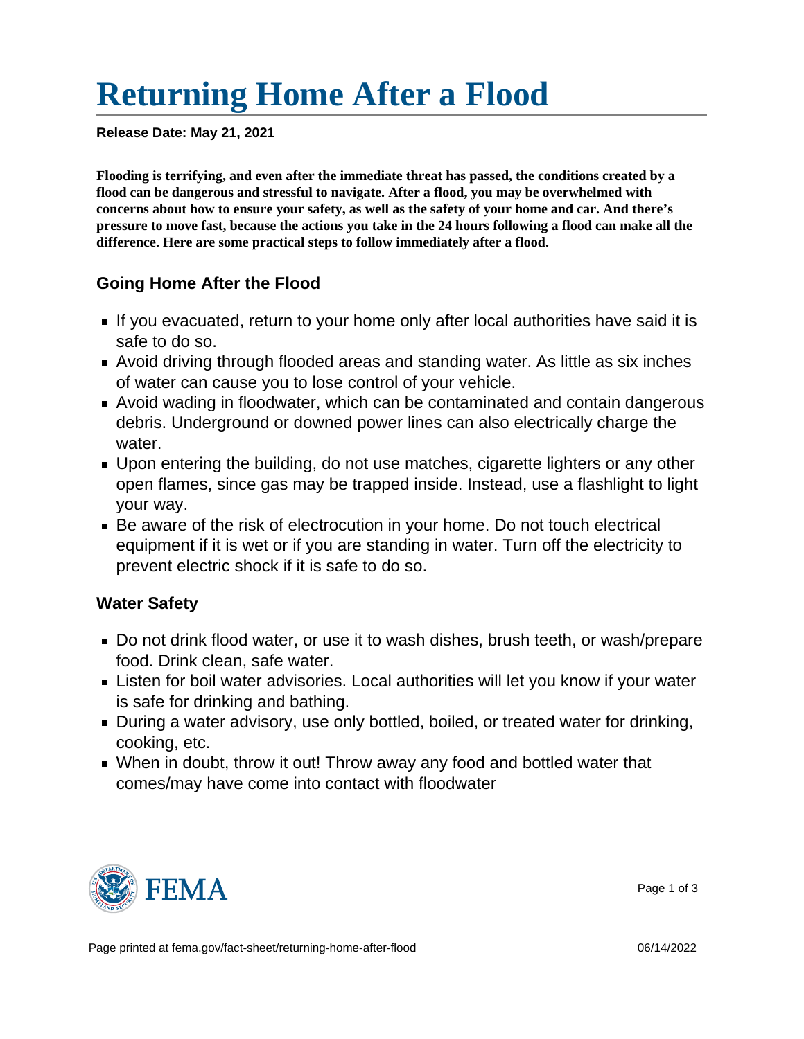# Returning Home After a Flood

**Release Date: May 21, 2021**

**Flooding is terrifying, and even after the immediate threat has passed, the conditions created by a flood can be dangerous and stressful to navigate. After a flood, you may be overwhelmed with concerns about how to ensure your safety, as well as the safety of your home and car. And there's pressure to move fast, because the actions you take in the 24 hours following a flood can make all the difference. Here are some practical steps to follow immediately after a flood.**

## Going Home After the Flood

- If you evacuated, return to your home only after local authorities have said it is safe to do so.
- Avoid driving through flooded areas and standing water. As little as six inches of water can cause you to lose control of your vehicle.
- Avoid wading in floodwater, which can be contaminated and contain dangerous debris. Underground or downed power lines can also electrically charge the water.
- Upon entering the building, do not use matches, cigarette lighters or any other open flames, since gas may be trapped inside. Instead, use a flashlight to light your way.
- Be aware of the risk of electrocution in your home. Do not touch electrical equipment if it is wet or if you are standing in water. Turn off the electricity to prevent electric shock if it is safe to do so.

## Water Safety

- Do not drink flood water, or use it to wash dishes, brush teeth, or wash/prepare food. Drink clean, safe water.
- Listen for boil water advisories. Local authorities will let you know if your water is safe for drinking and bathing.
- During a water advisory, use only bottled, boiled, or treated water for drinking, cooking, etc.
- When in doubt, throw it out! Throw away any food and bottled water that comes/may have come into contact with floodwater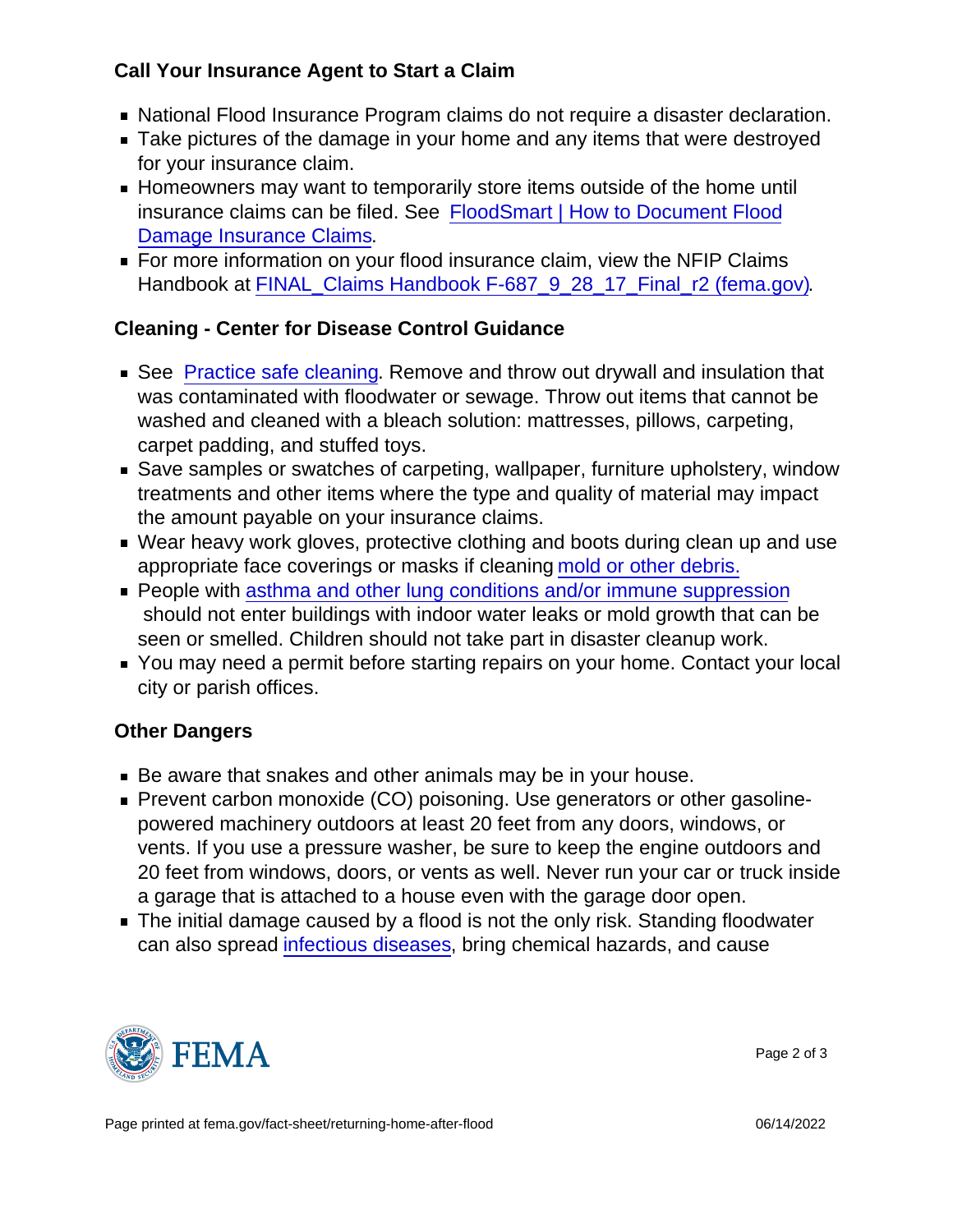## Call Your Insurance Agent to Start a Claim

- National Flood Insurance Program claims do not require a disaster declaration.
- Take pictures of the damage in your home and any items that were destroyed for your insurance claim.
- Homeowners may want to temporarily store items outside of the home until insurance claims can be filed. See FloodSmart | How to Document Flood Damage Insurance Claims.
- For more information on your flood insurance claim, view the NFIP Claims Handbook at FINAL_Claims Handbook F-687_9_28_17_Final_r2 (fema.gov).

## Cleaning - Center for Disease Control Guidance

- See Practice safe cleaning. Remove and throw out drywall and insulation that was contaminated with floodwater or sewage. Throw out items that cannot be washed and cleaned with a bleach solution: mattresses, pillows, carpeting, carpet padding, and stuffed toys.
- Save samples or swatches of carpeting, wallpaper, furniture upholstery, window treatments and other items where the type and quality of material may impact the amount payable on your insurance claims.
- Wear heavy work gloves, protective clothing and boots during clean up and use appropriate face coverings or masks if cleaning mold or other debris.
- People with asthma and other lung conditions and/or immune suppression should not enter buildings with indoor water leaks or mold growth that can be seen or smelled. Children should not take part in disaster cleanup work.
- You may need a permit before starting repairs on your home. Contact your local city or parish offices.

## Other Dangers

- Be aware that snakes and other animals may be in your house.
- Prevent carbon monoxide (CO) poisoning. Use generators or other gasoline-powered machinery outdoors at least 20 feet from any doors, windows, or vents. If you use a pressure washer, be sure to keep the engine outdoors and 20 feet from windows, doors, or vents as well. Never run your car or truck inside a garage that is attached to a house even with the garage door open.
- The initial damage caused by a flood is not the only risk. Standing floodwater can also spread infectious diseases, bring chemical hazards, and cause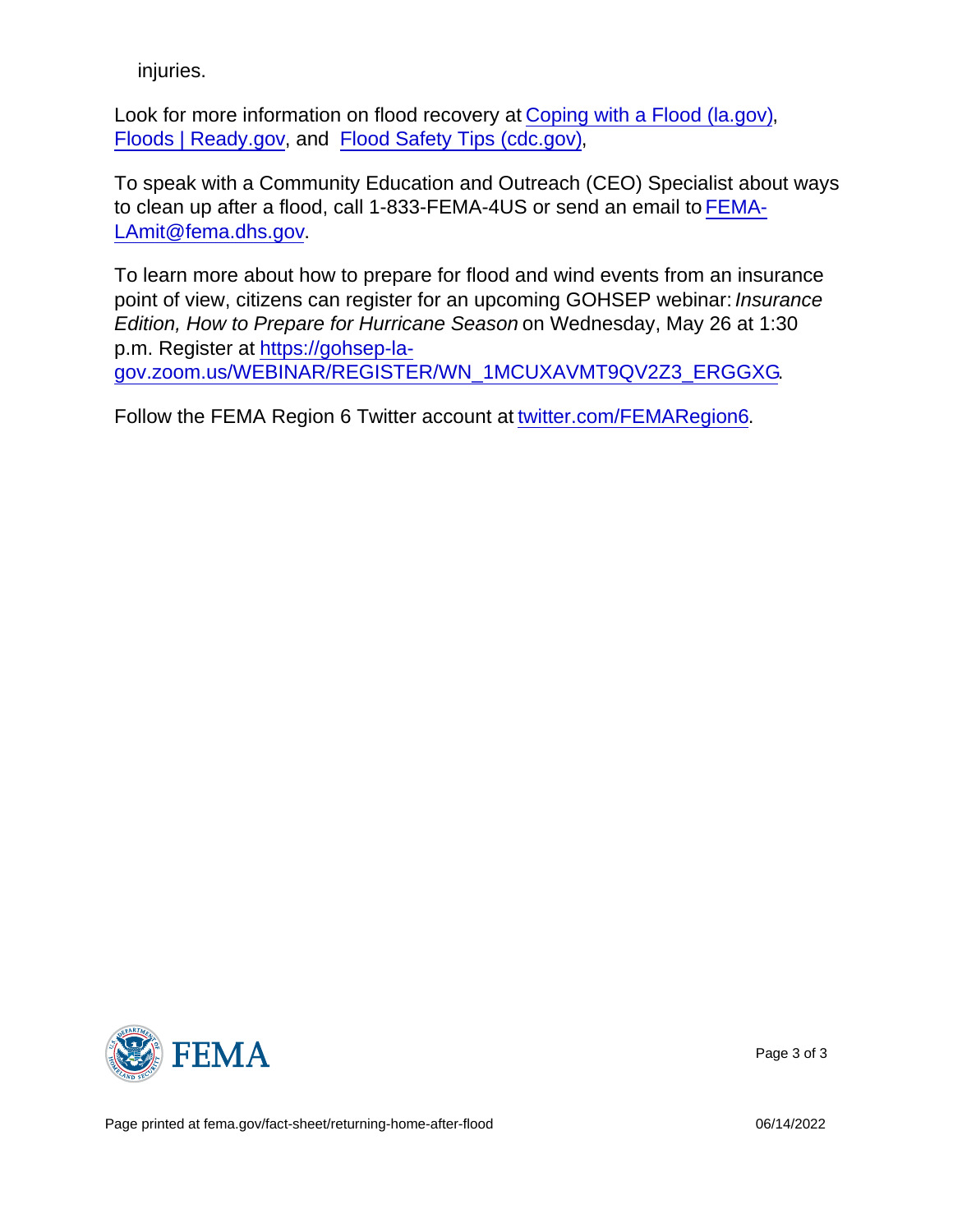injuries.

Look for more information on flood recovery at Coping with a Flood (la.gov), Floods | Ready.gov, and Flood Safety Tips (cdc.gov),

To speak with a Community Education and Outreach (CEO) Specialist about ways to clean up after a flood, call 1-833-FEMA-4US or send an email to FEMA-LAmit@fema.dhs.gov.

To learn more about how to prepare for flood and wind events from an insurance point of view, citizens can register for an upcoming GOHSEP webinar: *Insurance Edition, How to Prepare for Hurricane Season* on Wednesday, May 26 at 1:30 p.m. Register at https://gohsep-la-gov.zoom.us/WEBINAR/REGISTER/WN_1MCUXAVMT9QV2Z3_ERGGXG.

Follow the FEMA Region 6 Twitter account at twitter.com/FEMARegion6.